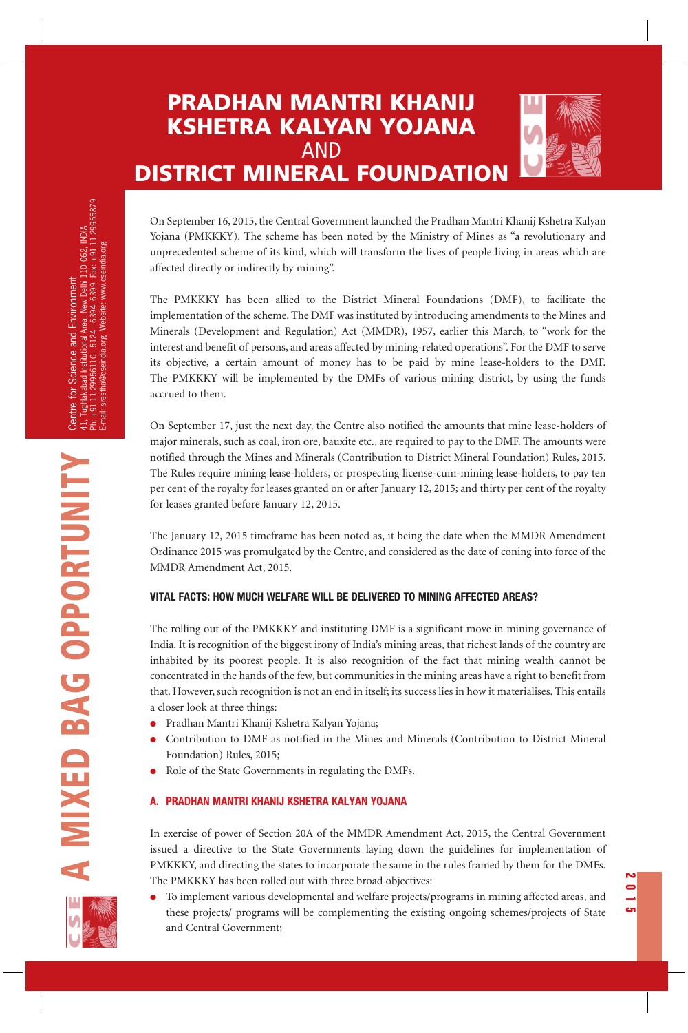# PRADHAN MANTRI KHANIJ KSHETRA KALYAN YOJANA AND DISTRICT MINERAL FOUNDATION

## A MIXED BAG OPPORTUNITY

Centre for Science and Environment
41, Tughlakabad Institutional Area, New Delhi 110 062, INDIA
Ph: +91-11-29956110 - 5124 - 6394- 6399 Fax: +91-11-29955879
E-mail: sreestha@cseindia.org Website: www.cseindia.org

On September 16, 2015, the Central Government launched the Pradhan Mantri Khanij Kshetra Kalyan Yojana (PMKKKY). The scheme has been noted by the Ministry of Mines as "a revolutionary and unprecedented scheme of its kind, which will transform the lives of people living in areas which are affected directly or indirectly by mining".

The PMKKKY has been allied to the District Mineral Foundations (DMF), to facilitate the implementation of the scheme. The DMF was instituted by introducing amendments to the Mines and Minerals (Development and Regulation) Act (MMDR), 1957, earlier this March, to "work for the interest and benefit of persons, and areas affected by mining-related operations". For the DMF to serve its objective, a certain amount of money has to be paid by mine lease-holders to the DMF. The PMKKKY will be implemented by the DMFs of various mining district, by using the funds accrued to them.

On September 17, just the next day, the Centre also notified the amounts that mine lease-holders of major minerals, such as coal, iron ore, bauxite etc., are required to pay to the DMF. The amounts were notified through the Mines and Minerals (Contribution to District Mineral Foundation) Rules, 2015. The Rules require mining lease-holders, or prospecting license-cum-mining lease-holders, to pay ten per cent of the royalty for leases granted on or after January 12, 2015; and thirty per cent of the royalty for leases granted before January 12, 2015.

The January 12, 2015 timeframe has been noted as, it being the date when the MMDR Amendment Ordinance 2015 was promulgated by the Centre, and considered as the date of coning into force of the MMDR Amendment Act, 2015.

### VITAL FACTS: HOW MUCH WELFARE WILL BE DELIVERED TO MINING AFFECTED AREAS?

The rolling out of the PMKKKY and instituting DMF is a significant move in mining governance of India. It is recognition of the biggest irony of India's mining areas, that richest lands of the country are inhabited by its poorest people. It is also recognition of the fact that mining wealth cannot be concentrated in the hands of the few, but communities in the mining areas have a right to benefit from that. However, such recognition is not an end in itself; its success lies in how it materialises. This entails a closer look at three things:

- Pradhan Mantri Khanij Kshetra Kalyan Yojana;
- Contribution to DMF as notified in the Mines and Minerals (Contribution to District Mineral Foundation) Rules, 2015;
- Role of the State Governments in regulating the DMFs.

### A. PRADHAN MANTRI KHANIJ KSHETRA KALYAN YOJANA

In exercise of power of Section 20A of the MMDR Amendment Act, 2015, the Central Government issued a directive to the State Governments laying down the guidelines for implementation of PMKKKY, and directing the states to incorporate the same in the rules framed by them for the DMFs. The PMKKKY has been rolled out with three broad objectives:

- To implement various developmental and welfare projects/programs in mining affected areas, and these projects/ programs will be complementing the existing ongoing schemes/projects of State and Central Government;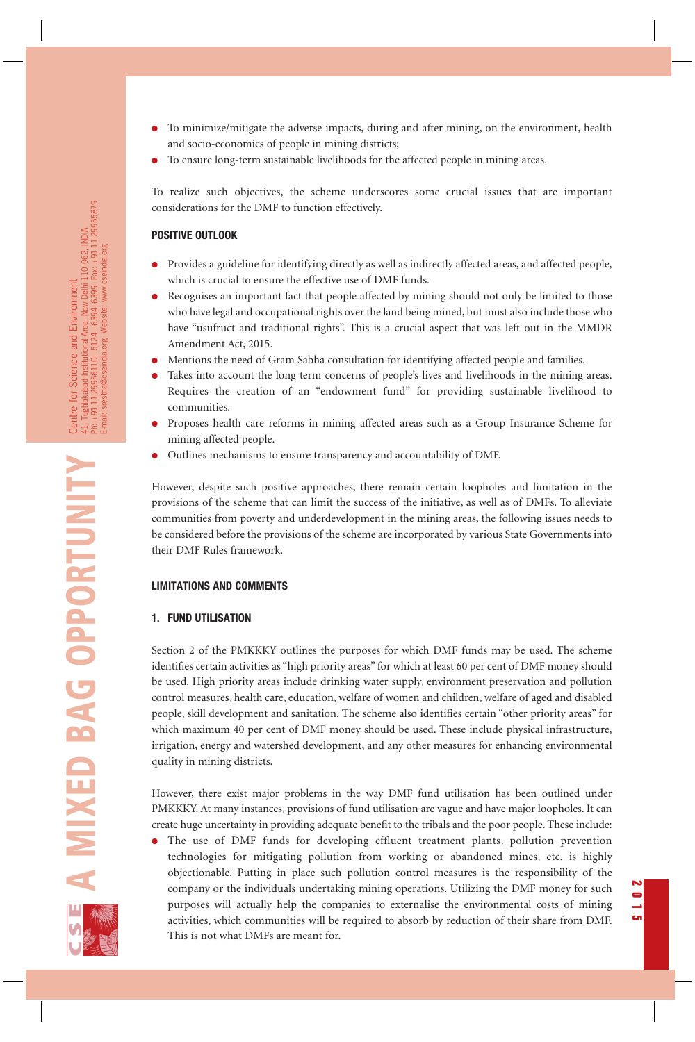- To minimize/mitigate the adverse impacts, during and after mining, on the environment, health and socio-economics of people in mining districts;
- To ensure long-term sustainable livelihoods for the affected people in mining areas.

To realize such objectives, the scheme underscores some crucial issues that are important considerations for the DMF to function effectively.

## POSITIVE OUTLOOK

- Provides a guideline for identifying directly as well as indirectly affected areas, and affected people, which is crucial to ensure the effective use of DMF funds.
- Recognises an important fact that people affected by mining should not only be limited to those who have legal and occupational rights over the land being mined, but must also include those who have "usufruct and traditional rights". This is a crucial aspect that was left out in the MMDR Amendment Act, 2015.
- Mentions the need of Gram Sabha consultation for identifying affected people and families.
- Takes into account the long term concerns of people's lives and livelihoods in the mining areas. Requires the creation of an "endowment fund" for providing sustainable livelihood to communities.
- Proposes health care reforms in mining affected areas such as a Group Insurance Scheme for mining affected people.
- Outlines mechanisms to ensure transparency and accountability of DMF.

However, despite such positive approaches, there remain certain loopholes and limitation in the provisions of the scheme that can limit the success of the initiative, as well as of DMFs. To alleviate communities from poverty and underdevelopment in the mining areas, the following issues needs to be considered before the provisions of the scheme are incorporated by various State Governments into their DMF Rules framework.

## LIMITATIONS AND COMMENTS

### 1. FUND UTILISATION

Section 2 of the PMKKKY outlines the purposes for which DMF funds may be used. The scheme identifies certain activities as "high priority areas" for which at least 60 per cent of DMF money should be used. High priority areas include drinking water supply, environment preservation and pollution control measures, health care, education, welfare of women and children, welfare of aged and disabled people, skill development and sanitation. The scheme also identifies certain "other priority areas" for which maximum 40 per cent of DMF money should be used. These include physical infrastructure, irrigation, energy and watershed development, and any other measures for enhancing environmental quality in mining districts.

However, there exist major problems in the way DMF fund utilisation has been outlined under PMKKKY. At many instances, provisions of fund utilisation are vague and have major loopholes. It can create huge uncertainty in providing adequate benefit to the tribals and the poor people. These include:

- The use of DMF funds for developing effluent treatment plants, pollution prevention technologies for mitigating pollution from working or abandoned mines, etc. is highly objectionable. Putting in place such pollution control measures is the responsibility of the company or the individuals undertaking mining operations. Utilizing the DMF money for such purposes will actually help the companies to externalise the environmental costs of mining activities, which communities will be required to absorb by reduction of their share from DMF. This is not what DMFs are meant for.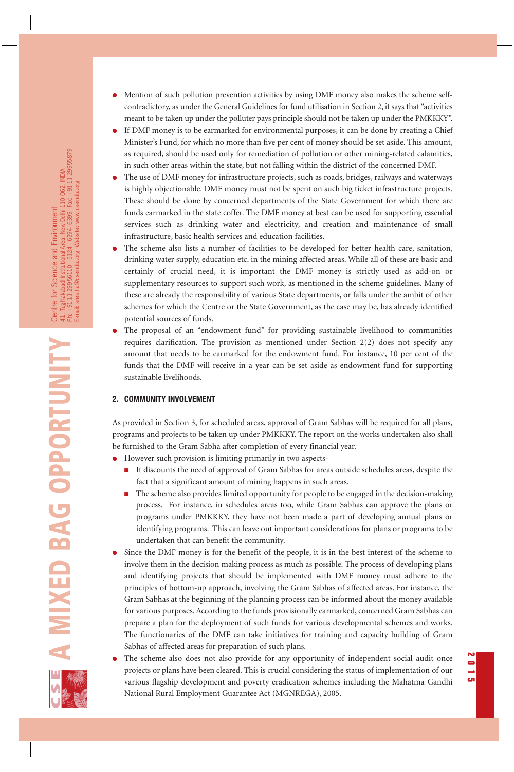- Mention of such pollution prevention activities by using DMF money also makes the scheme self-contradictory, as under the General Guidelines for fund utilisation in Section 2, it says that "activities meant to be taken up under the polluter pays principle should not be taken up under the PMKKKY".
- If DMF money is to be earmarked for environmental purposes, it can be done by creating a Chief Minister's Fund, for which no more than five per cent of money should be set aside. This amount, as required, should be used only for remediation of pollution or other mining-related calamities, in such other areas within the state, but not falling within the district of the concerned DMF.
- The use of DMF money for infrastructure projects, such as roads, bridges, railways and waterways is highly objectionable. DMF money must not be spent on such big ticket infrastructure projects. These should be done by concerned departments of the State Government for which there are funds earmarked in the state coffer. The DMF money at best can be used for supporting essential services such as drinking water and electricity, and creation and maintenance of small infrastructure, basic health services and education facilities.
- The scheme also lists a number of facilities to be developed for better health care, sanitation, drinking water supply, education etc. in the mining affected areas. While all of these are basic and certainly of crucial need, it is important the DMF money is strictly used as add-on or supplementary resources to support such work, as mentioned in the scheme guidelines. Many of these are already the responsibility of various State departments, or falls under the ambit of other schemes for which the Centre or the State Government, as the case may be, has already identified potential sources of funds.
- The proposal of an "endowment fund" for providing sustainable livelihood to communities requires clarification. The provision as mentioned under Section 2(2) does not specify any amount that needs to be earmarked for the endowment fund. For instance, 10 per cent of the funds that the DMF will receive in a year can be set aside as endowment fund for supporting sustainable livelihoods.

## 2. COMMUNITY INVOLVEMENT

As provided in Section 3, for scheduled areas, approval of Gram Sabhas will be required for all plans, programs and projects to be taken up under PMKKKY. The report on the works undertaken also shall be furnished to the Gram Sabha after completion of every financial year.

- However such provision is limiting primarily in two aspects-
  - It discounts the need of approval of Gram Sabhas for areas outside schedules areas, despite the fact that a significant amount of mining happens in such areas.
  - The scheme also provides limited opportunity for people to be engaged in the decision-making process. For instance, in schedules areas too, while Gram Sabhas can approve the plans or programs under PMKKKY, they have not been made a part of developing annual plans or identifying programs. This can leave out important considerations for plans or programs to be undertaken that can benefit the community.
- Since the DMF money is for the benefit of the people, it is in the best interest of the scheme to involve them in the decision making process as much as possible. The process of developing plans and identifying projects that should be implemented with DMF money must adhere to the principles of bottom-up approach, involving the Gram Sabhas of affected areas. For instance, the Gram Sabhas at the beginning of the planning process can be informed about the money available for various purposes. According to the funds provisionally earmarked, concerned Gram Sabhas can prepare a plan for the deployment of such funds for various developmental schemes and works. The functionaries of the DMF can take initiatives for training and capacity building of Gram Sabhas of affected areas for preparation of such plans.
- The scheme also does not also provide for any opportunity of independent social audit once projects or plans have been cleared. This is crucial considering the status of implementation of our various flagship development and poverty eradication schemes including the Mahatma Gandhi National Rural Employment Guarantee Act (MGNREGA), 2005.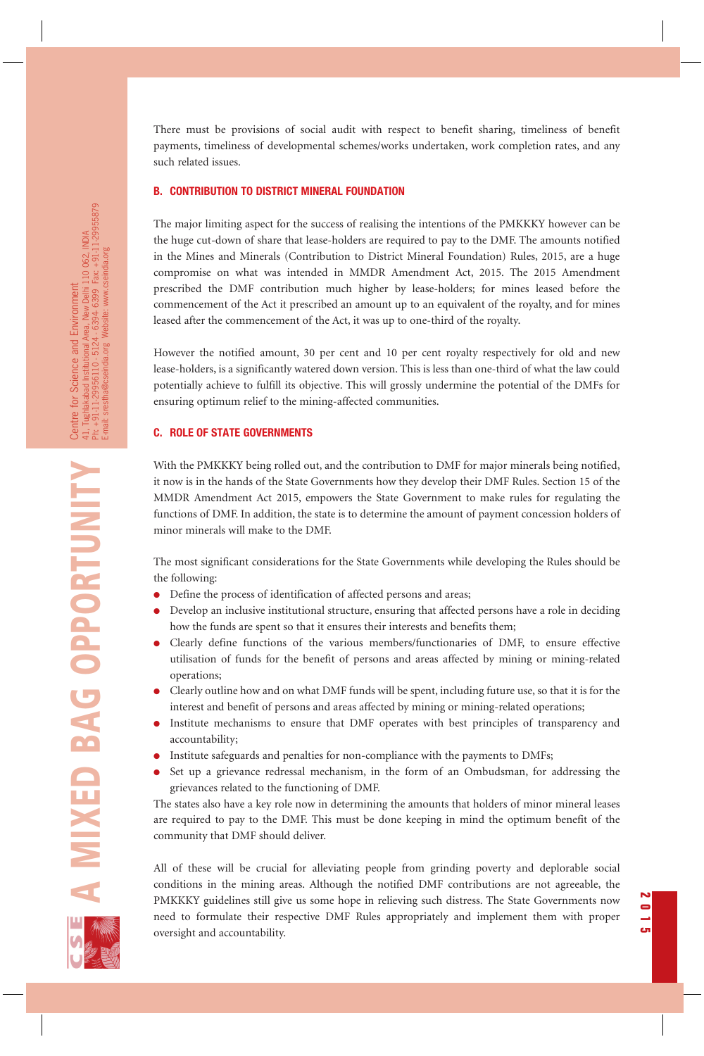There must be provisions of social audit with respect to benefit sharing, timeliness of benefit payments, timeliness of developmental schemes/works undertaken, work completion rates, and any such related issues.

### B. CONTRIBUTION TO DISTRICT MINERAL FOUNDATION

The major limiting aspect for the success of realising the intentions of the PMKKKY however can be the huge cut-down of share that lease-holders are required to pay to the DMF. The amounts notified in the Mines and Minerals (Contribution to District Mineral Foundation) Rules, 2015, are a huge compromise on what was intended in MMDR Amendment Act, 2015. The 2015 Amendment prescribed the DMF contribution much higher by lease-holders; for mines leased before the commencement of the Act it prescribed an amount up to an equivalent of the royalty, and for mines leased after the commencement of the Act, it was up to one-third of the royalty.

However the notified amount, 30 per cent and 10 per cent royalty respectively for old and new lease-holders, is a significantly watered down version. This is less than one-third of what the law could potentially achieve to fulfill its objective. This will grossly undermine the potential of the DMFs for ensuring optimum relief to the mining-affected communities.

### C. ROLE OF STATE GOVERNMENTS

With the PMKKKY being rolled out, and the contribution to DMF for major minerals being notified, it now is in the hands of the State Governments how they develop their DMF Rules. Section 15 of the MMDR Amendment Act 2015, empowers the State Government to make rules for regulating the functions of DMF. In addition, the state is to determine the amount of payment concession holders of minor minerals will make to the DMF.

The most significant considerations for the State Governments while developing the Rules should be the following:

- Define the process of identification of affected persons and areas;
- Develop an inclusive institutional structure, ensuring that affected persons have a role in deciding how the funds are spent so that it ensures their interests and benefits them;
- Clearly define functions of the various members/functionaries of DMF, to ensure effective utilisation of funds for the benefit of persons and areas affected by mining or mining-related operations;
- Clearly outline how and on what DMF funds will be spent, including future use, so that it is for the interest and benefit of persons and areas affected by mining or mining-related operations;
- Institute mechanisms to ensure that DMF operates with best principles of transparency and accountability;
- Institute safeguards and penalties for non-compliance with the payments to DMFs;
- Set up a grievance redressal mechanism, in the form of an Ombudsman, for addressing the grievances related to the functioning of DMF.

The states also have a key role now in determining the amounts that holders of minor mineral leases are required to pay to the DMF. This must be done keeping in mind the optimum benefit of the community that DMF should deliver.

All of these will be crucial for alleviating people from grinding poverty and deplorable social conditions in the mining areas. Although the notified DMF contributions are not agreeable, the PMKKKY guidelines still give us some hope in relieving such distress. The State Governments now need to formulate their respective DMF Rules appropriately and implement them with proper oversight and accountability.